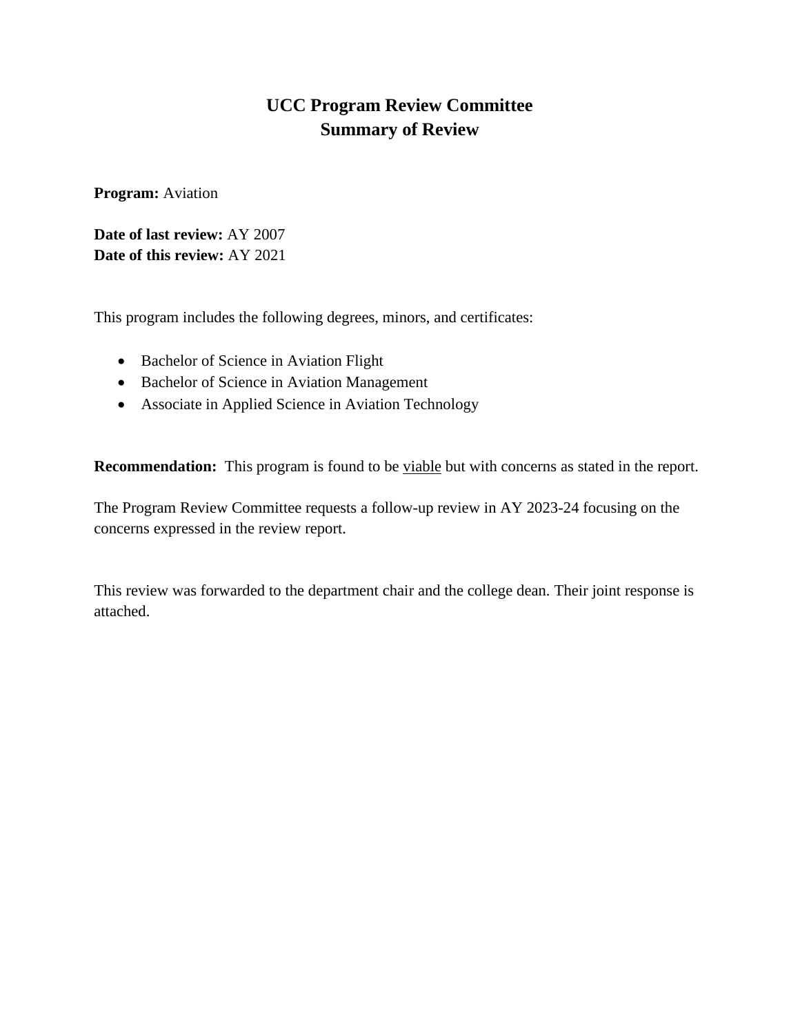# UCC Program Review Committee
# Summary of Review

**Program:** Aviation

**Date of last review:** AY 2007
**Date of this review:** AY 2021

This program includes the following degrees, minors, and certificates:

- Bachelor of Science in Aviation Flight
- Bachelor of Science in Aviation Management
- Associate in Applied Science in Aviation Technology

**Recommendation:** This program is found to be viable but with concerns as stated in the report.

The Program Review Committee requests a follow-up review in AY 2023-24 focusing on the concerns expressed in the review report.

This review was forwarded to the department chair and the college dean. Their joint response is attached.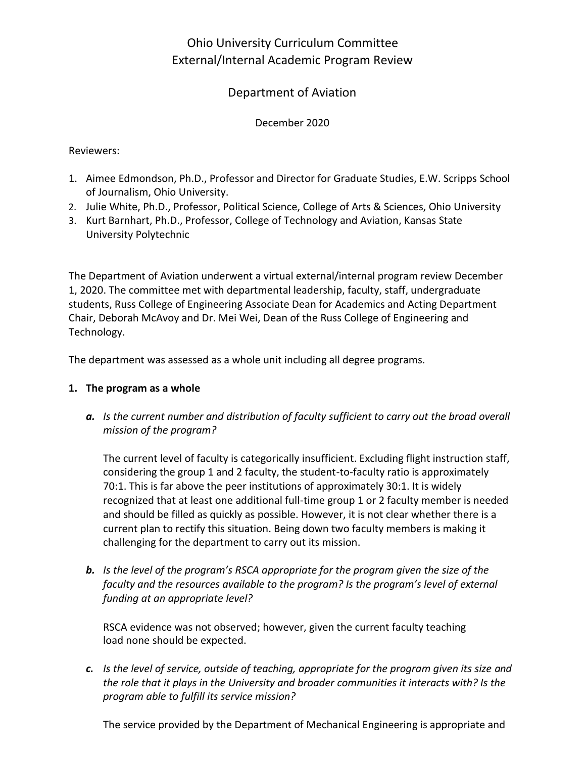Ohio University Curriculum Committee
External/Internal Academic Program Review

Department of Aviation

December 2020

Reviewers:

1. Aimee Edmondson, Ph.D., Professor and Director for Graduate Studies, E.W. Scripps School of Journalism, Ohio University.
2. Julie White, Ph.D., Professor, Political Science, College of Arts & Sciences, Ohio University
3. Kurt Barnhart, Ph.D., Professor, College of Technology and Aviation, Kansas State University Polytechnic

The Department of Aviation underwent a virtual external/internal program review December 1, 2020. The committee met with departmental leadership, faculty, staff, undergraduate students, Russ College of Engineering Associate Dean for Academics and Acting Department Chair, Deborah McAvoy and Dr. Mei Wei, Dean of the Russ College of Engineering and Technology.

The department was assessed as a whole unit including all degree programs.

1. **The program as a whole**

   ***a.*** *Is the current number and distribution of faculty sufficient to carry out the broad overall mission of the program?*

   The current level of faculty is categorically insufficient. Excluding flight instruction staff, considering the group 1 and 2 faculty, the student-to-faculty ratio is approximately 70:1. This is far above the peer institutions of approximately 30:1. It is widely recognized that at least one additional full-time group 1 or 2 faculty member is needed and should be filled as quickly as possible. However, it is not clear whether there is a current plan to rectify this situation. Being down two faculty members is making it challenging for the department to carry out its mission.

   ***b.*** *Is the level of the program's RSCA appropriate for the program given the size of the faculty and the resources available to the program? Is the program's level of external funding at an appropriate level?*

   RSCA evidence was not observed; however, given the current faculty teaching load none should be expected.

   ***c.*** *Is the level of service, outside of teaching, appropriate for the program given its size and the role that it plays in the University and broader communities it interacts with? Is the program able to fulfill its service mission?*

   The service provided by the Department of Mechanical Engineering is appropriate and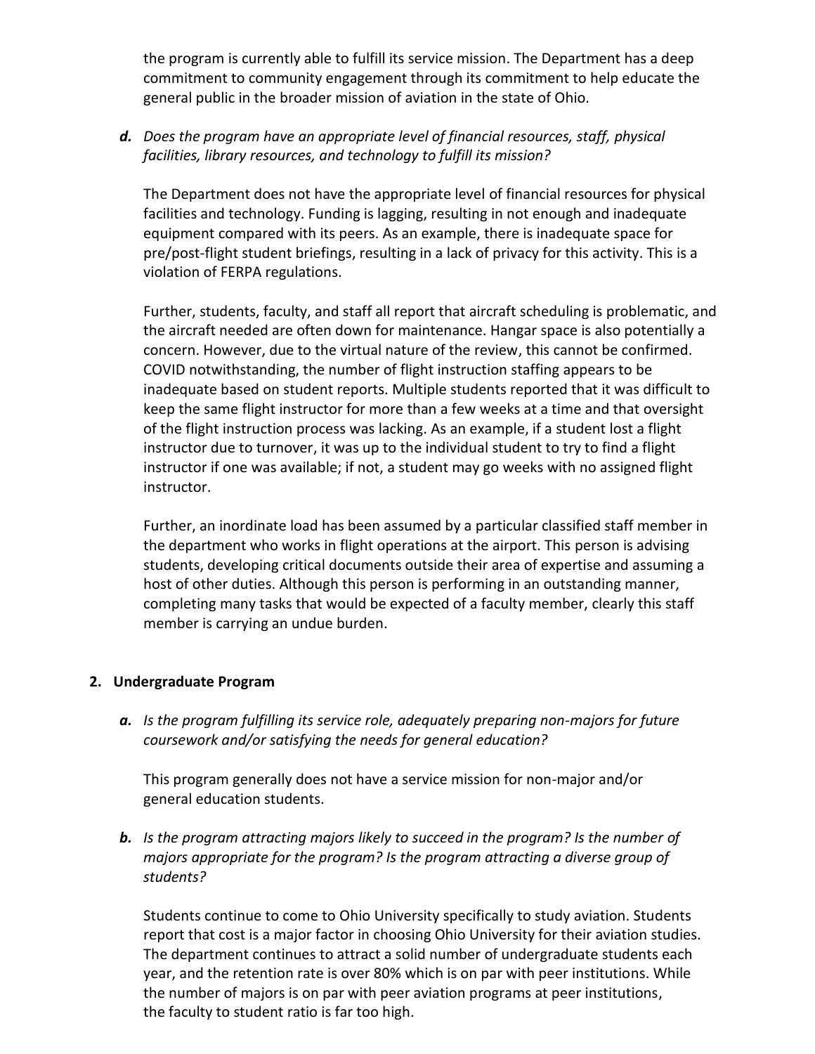the program is currently able to fulfill its service mission. The Department has a deep commitment to community engagement through its commitment to help educate the general public in the broader mission of aviation in the state of Ohio.

***d.*** *Does the program have an appropriate level of financial resources, staff, physical facilities, library resources, and technology to fulfill its mission?*

The Department does not have the appropriate level of financial resources for physical facilities and technology. Funding is lagging, resulting in not enough and inadequate equipment compared with its peers. As an example, there is inadequate space for pre/post-flight student briefings, resulting in a lack of privacy for this activity. This is a violation of FERPA regulations.

Further, students, faculty, and staff all report that aircraft scheduling is problematic, and the aircraft needed are often down for maintenance. Hangar space is also potentially a concern. However, due to the virtual nature of the review, this cannot be confirmed. COVID notwithstanding, the number of flight instruction staffing appears to be inadequate based on student reports. Multiple students reported that it was difficult to keep the same flight instructor for more than a few weeks at a time and that oversight of the flight instruction process was lacking. As an example, if a student lost a flight instructor due to turnover, it was up to the individual student to try to find a flight instructor if one was available; if not, a student may go weeks with no assigned flight instructor.

Further, an inordinate load has been assumed by a particular classified staff member in the department who works in flight operations at the airport. This person is advising students, developing critical documents outside their area of expertise and assuming a host of other duties. Although this person is performing in an outstanding manner, completing many tasks that would be expected of a faculty member, clearly this staff member is carrying an undue burden.

## 2. Undergraduate Program

***a.*** *Is the program fulfilling its service role, adequately preparing non-majors for future coursework and/or satisfying the needs for general education?*

This program generally does not have a service mission for non-major and/or general education students.

***b.*** *Is the program attracting majors likely to succeed in the program? Is the number of majors appropriate for the program? Is the program attracting a diverse group of students?*

Students continue to come to Ohio University specifically to study aviation. Students report that cost is a major factor in choosing Ohio University for their aviation studies. The department continues to attract a solid number of undergraduate students each year, and the retention rate is over 80% which is on par with peer institutions. While the number of majors is on par with peer aviation programs at peer institutions, the faculty to student ratio is far too high.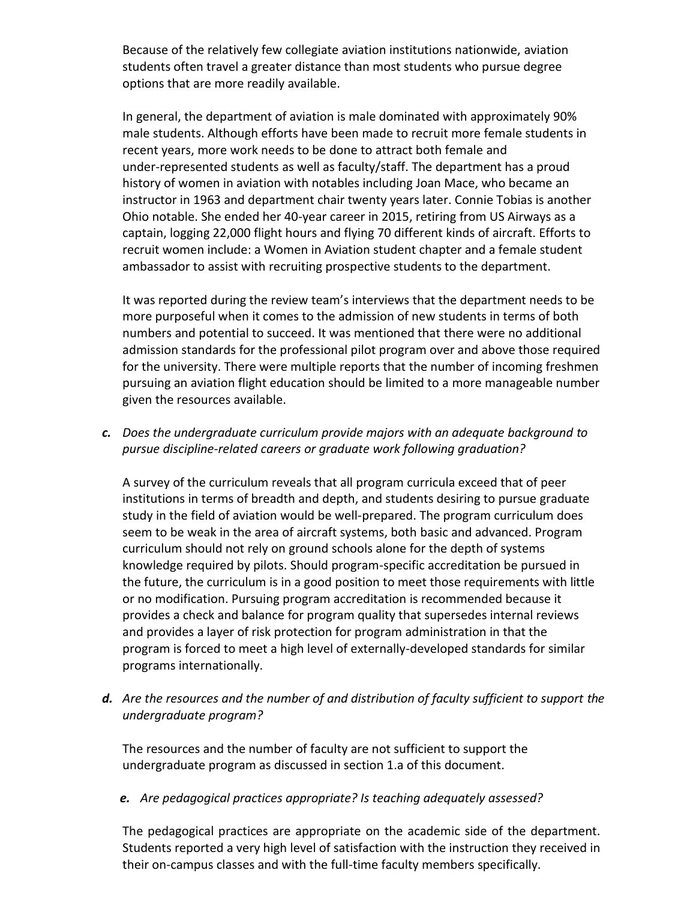Because of the relatively few collegiate aviation institutions nationwide, aviation students often travel a greater distance than most students who pursue degree options that are more readily available.

In general, the department of aviation is male dominated with approximately 90% male students. Although efforts have been made to recruit more female students in recent years, more work needs to be done to attract both female and under-represented students as well as faculty/staff. The department has a proud history of women in aviation with notables including Joan Mace, who became an instructor in 1963 and department chair twenty years later. Connie Tobias is another Ohio notable. She ended her 40-year career in 2015, retiring from US Airways as a captain, logging 22,000 flight hours and flying 70 different kinds of aircraft. Efforts to recruit women include: a Women in Aviation student chapter and a female student ambassador to assist with recruiting prospective students to the department.

It was reported during the review team's interviews that the department needs to be more purposeful when it comes to the admission of new students in terms of both numbers and potential to succeed. It was mentioned that there were no additional admission standards for the professional pilot program over and above those required for the university. There were multiple reports that the number of incoming freshmen pursuing an aviation flight education should be limited to a more manageable number given the resources available.

***c.*** *Does the undergraduate curriculum provide majors with an adequate background to pursue discipline-related careers or graduate work following graduation?*

A survey of the curriculum reveals that all program curricula exceed that of peer institutions in terms of breadth and depth, and students desiring to pursue graduate study in the field of aviation would be well-prepared. The program curriculum does seem to be weak in the area of aircraft systems, both basic and advanced. Program curriculum should not rely on ground schools alone for the depth of systems knowledge required by pilots. Should program-specific accreditation be pursued in the future, the curriculum is in a good position to meet those requirements with little or no modification. Pursuing program accreditation is recommended because it provides a check and balance for program quality that supersedes internal reviews and provides a layer of risk protection for program administration in that the program is forced to meet a high level of externally-developed standards for similar programs internationally.

***d.*** *Are the resources and the number of and distribution of faculty sufficient to support the undergraduate program?*

The resources and the number of faculty are not sufficient to support the undergraduate program as discussed in section 1.a of this document.

***e.*** *Are pedagogical practices appropriate? Is teaching adequately assessed?*

The pedagogical practices are appropriate on the academic side of the department. Students reported a very high level of satisfaction with the instruction they received in their on-campus classes and with the full-time faculty members specifically.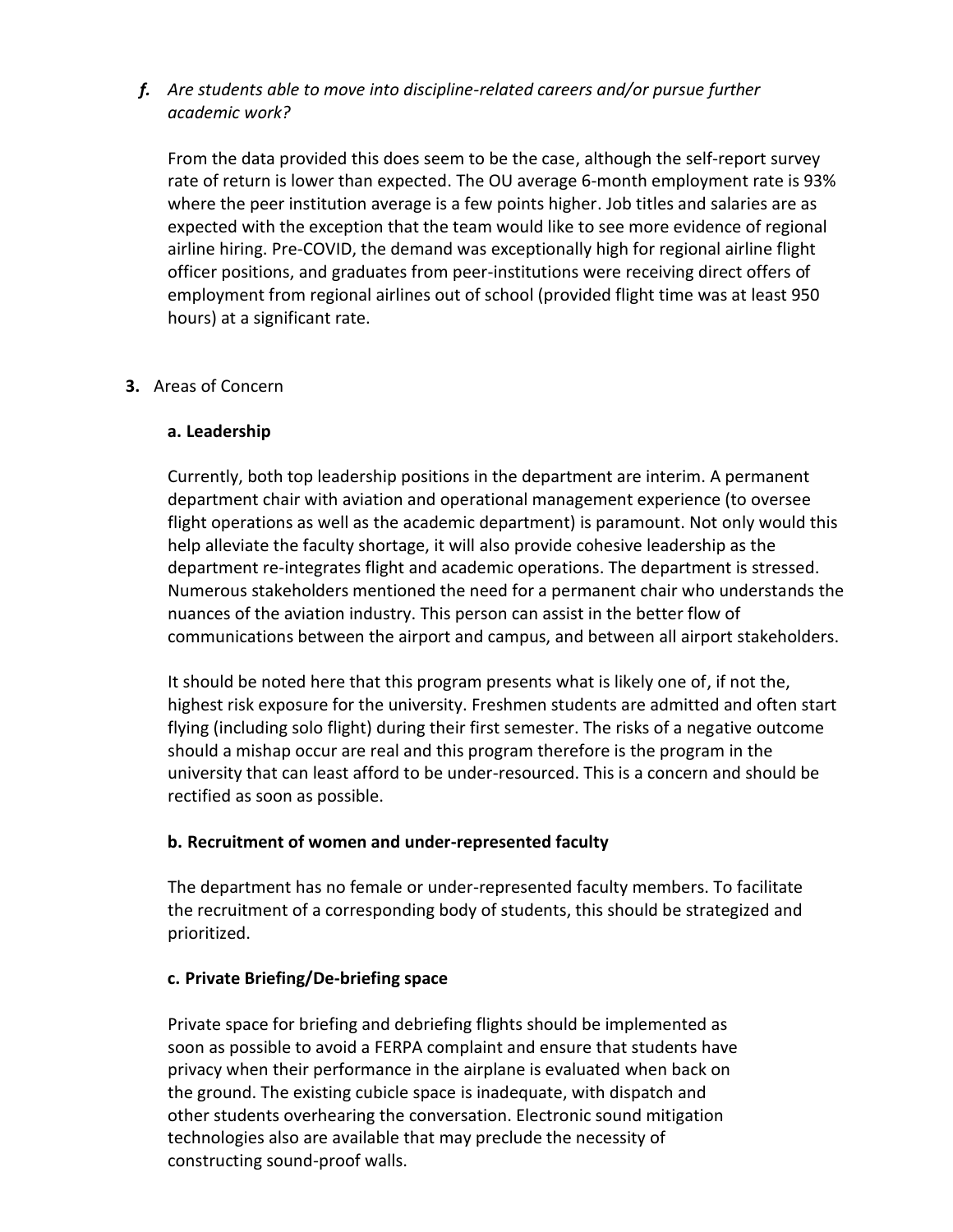***f.*** *Are students able to move into discipline-related careers and/or pursue further academic work?*

From the data provided this does seem to be the case, although the self-report survey rate of return is lower than expected. The OU average 6-month employment rate is 93% where the peer institution average is a few points higher. Job titles and salaries are as expected with the exception that the team would like to see more evidence of regional airline hiring. Pre-COVID, the demand was exceptionally high for regional airline flight officer positions, and graduates from peer-institutions were receiving direct offers of employment from regional airlines out of school (provided flight time was at least 950 hours) at a significant rate.

**3.** Areas of Concern

**a. Leadership**

Currently, both top leadership positions in the department are interim. A permanent department chair with aviation and operational management experience (to oversee flight operations as well as the academic department) is paramount. Not only would this help alleviate the faculty shortage, it will also provide cohesive leadership as the department re-integrates flight and academic operations. The department is stressed. Numerous stakeholders mentioned the need for a permanent chair who understands the nuances of the aviation industry. This person can assist in the better flow of communications between the airport and campus, and between all airport stakeholders.

It should be noted here that this program presents what is likely one of, if not the, highest risk exposure for the university. Freshmen students are admitted and often start flying (including solo flight) during their first semester. The risks of a negative outcome should a mishap occur are real and this program therefore is the program in the university that can least afford to be under-resourced. This is a concern and should be rectified as soon as possible.

**b. Recruitment of women and under-represented faculty**

The department has no female or under-represented faculty members. To facilitate the recruitment of a corresponding body of students, this should be strategized and prioritized.

**c. Private Briefing/De-briefing space**

Private space for briefing and debriefing flights should be implemented as soon as possible to avoid a FERPA complaint and ensure that students have privacy when their performance in the airplane is evaluated when back on the ground. The existing cubicle space is inadequate, with dispatch and other students overhearing the conversation. Electronic sound mitigation technologies also are available that may preclude the necessity of constructing sound-proof walls.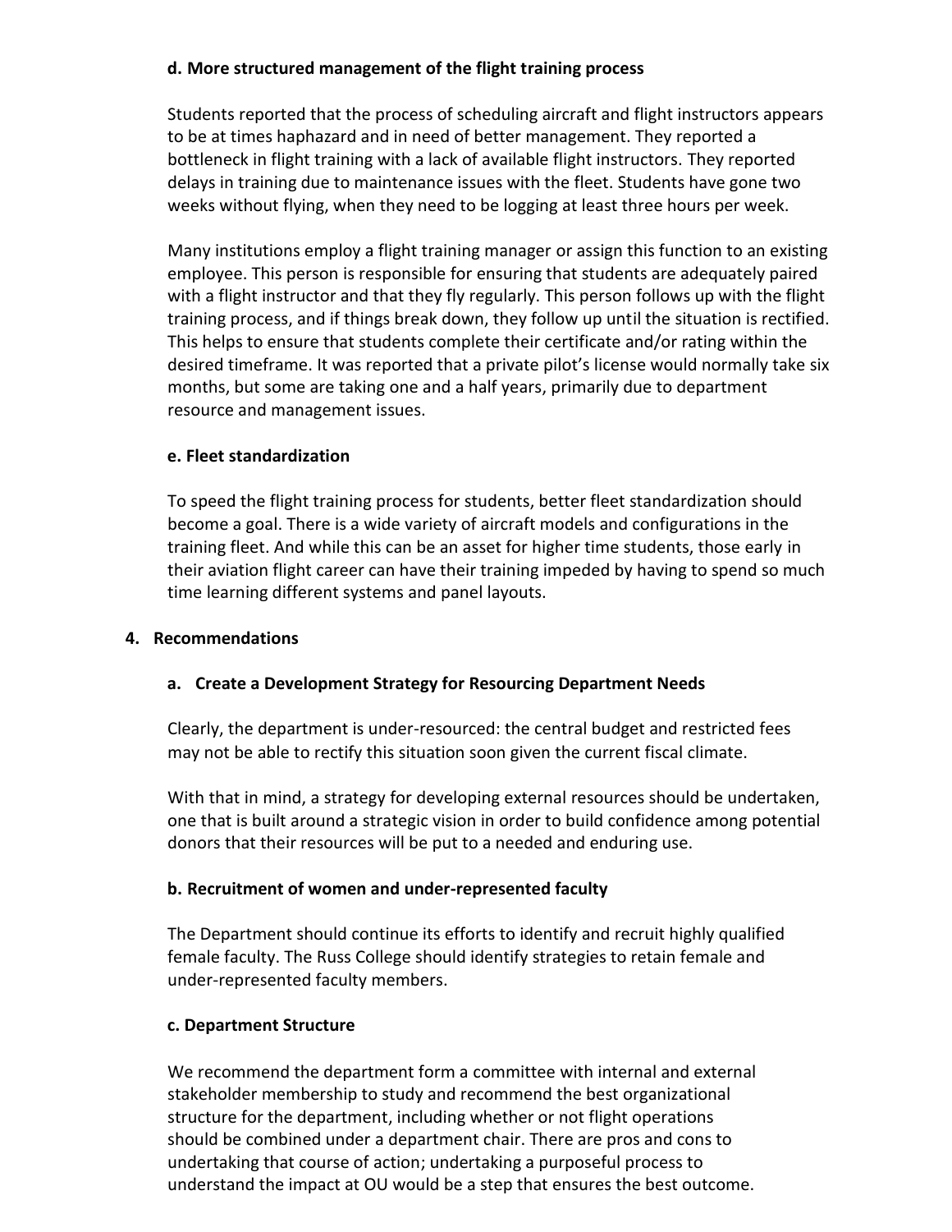### d. More structured management of the flight training process

Students reported that the process of scheduling aircraft and flight instructors appears to be at times haphazard and in need of better management. They reported a bottleneck in flight training with a lack of available flight instructors. They reported delays in training due to maintenance issues with the fleet. Students have gone two weeks without flying, when they need to be logging at least three hours per week.

Many institutions employ a flight training manager or assign this function to an existing employee. This person is responsible for ensuring that students are adequately paired with a flight instructor and that they fly regularly. This person follows up with the flight training process, and if things break down, they follow up until the situation is rectified. This helps to ensure that students complete their certificate and/or rating within the desired timeframe. It was reported that a private pilot's license would normally take six months, but some are taking one and a half years, primarily due to department resource and management issues.

### e. Fleet standardization

To speed the flight training process for students, better fleet standardization should become a goal. There is a wide variety of aircraft models and configurations in the training fleet. And while this can be an asset for higher time students, those early in their aviation flight career can have their training impeded by having to spend so much time learning different systems and panel layouts.

## 4. Recommendations

### a. Create a Development Strategy for Resourcing Department Needs

Clearly, the department is under-resourced: the central budget and restricted fees may not be able to rectify this situation soon given the current fiscal climate.

With that in mind, a strategy for developing external resources should be undertaken, one that is built around a strategic vision in order to build confidence among potential donors that their resources will be put to a needed and enduring use.

### b. Recruitment of women and under-represented faculty

The Department should continue its efforts to identify and recruit highly qualified female faculty. The Russ College should identify strategies to retain female and under-represented faculty members.

### c. Department Structure

We recommend the department form a committee with internal and external stakeholder membership to study and recommend the best organizational structure for the department, including whether or not flight operations should be combined under a department chair. There are pros and cons to undertaking that course of action; undertaking a purposeful process to understand the impact at OU would be a step that ensures the best outcome.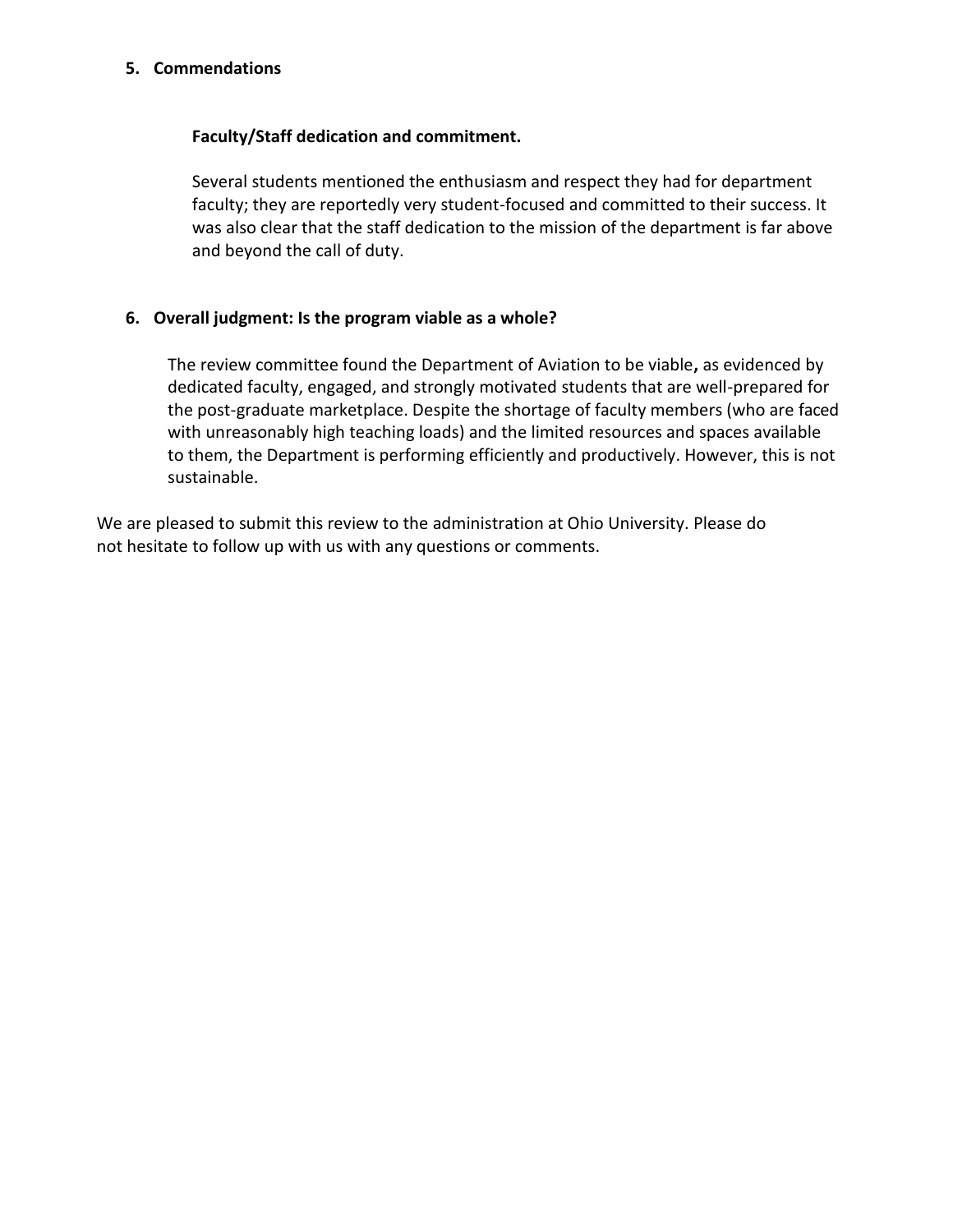**5. Commendations**

**Faculty/Staff dedication and commitment.**

Several students mentioned the enthusiasm and respect they had for department faculty; they are reportedly very student-focused and committed to their success. It was also clear that the staff dedication to the mission of the department is far above and beyond the call of duty.

**6. Overall judgment: Is the program viable as a whole?**

The review committee found the Department of Aviation to be viable**,** as evidenced by dedicated faculty, engaged, and strongly motivated students that are well-prepared for the post-graduate marketplace. Despite the shortage of faculty members (who are faced with unreasonably high teaching loads) and the limited resources and spaces available to them, the Department is performing efficiently and productively. However, this is not sustainable.

We are pleased to submit this review to the administration at Ohio University. Please do not hesitate to follow up with us with any questions or comments.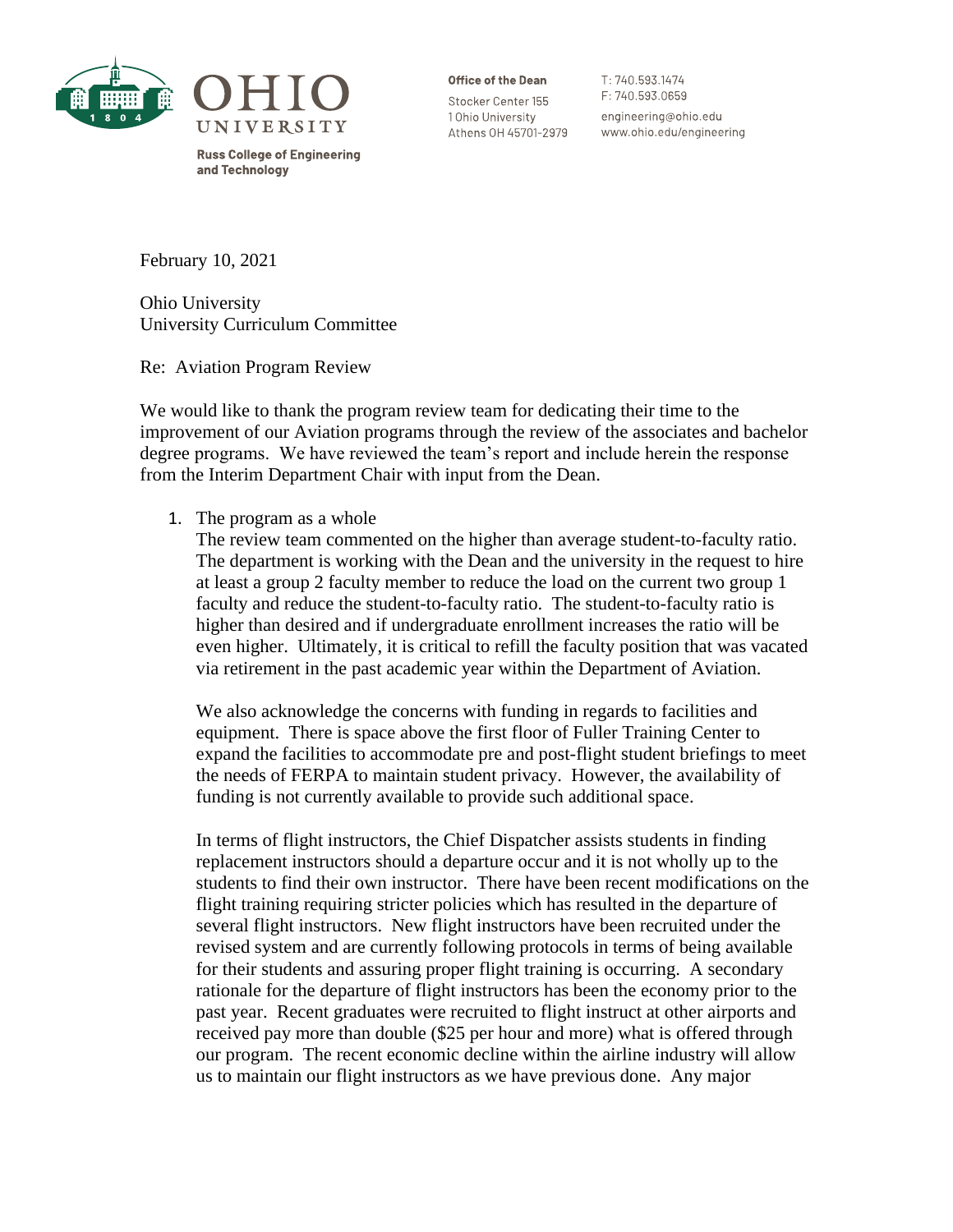Ohio University
Russ College of Engineering and Technology

**Office of the Dean**
Stocker Center 155
1 Ohio University
Athens OH 45701-2979

T: 740.593.1474
F: 740.593.0659
engineering@ohio.edu
www.ohio.edu/engineering

February 10, 2021

Ohio University
University Curriculum Committee

Re: Aviation Program Review

We would like to thank the program review team for dedicating their time to the improvement of our Aviation programs through the review of the associates and bachelor degree programs. We have reviewed the team's report and include herein the response from the Interim Department Chair with input from the Dean.

1. The program as a whole

   The review team commented on the higher than average student-to-faculty ratio. The department is working with the Dean and the university in the request to hire at least a group 2 faculty member to reduce the load on the current two group 1 faculty and reduce the student-to-faculty ratio. The student-to-faculty ratio is higher than desired and if undergraduate enrollment increases the ratio will be even higher. Ultimately, it is critical to refill the faculty position that was vacated via retirement in the past academic year within the Department of Aviation.

   We also acknowledge the concerns with funding in regards to facilities and equipment. There is space above the first floor of Fuller Training Center to expand the facilities to accommodate pre and post-flight student briefings to meet the needs of FERPA to maintain student privacy. However, the availability of funding is not currently available to provide such additional space.

   In terms of flight instructors, the Chief Dispatcher assists students in finding replacement instructors should a departure occur and it is not wholly up to the students to find their own instructor. There have been recent modifications on the flight training requiring stricter policies which has resulted in the departure of several flight instructors. New flight instructors have been recruited under the revised system and are currently following protocols in terms of being available for their students and assuring proper flight training is occurring. A secondary rationale for the departure of flight instructors has been the economy prior to the past year. Recent graduates were recruited to flight instruct at other airports and received pay more than double ($25 per hour and more) what is offered through our program. The recent economic decline within the airline industry will allow us to maintain our flight instructors as we have previous done. Any major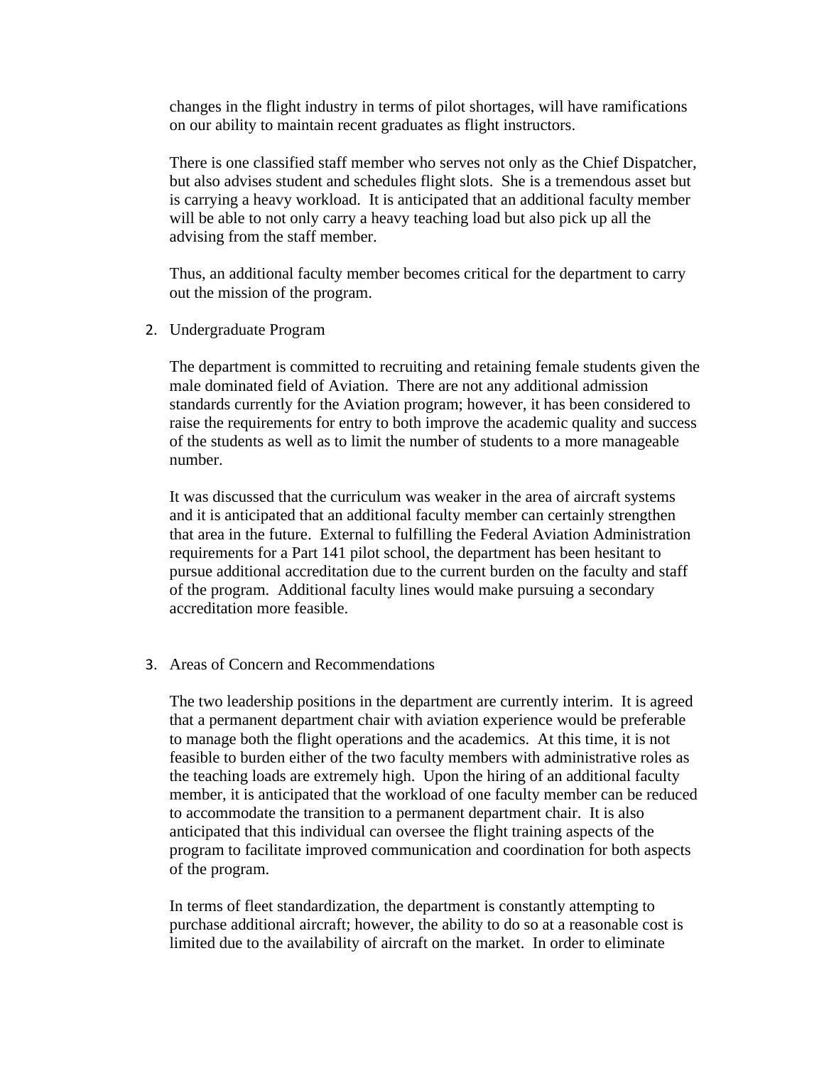changes in the flight industry in terms of pilot shortages, will have ramifications on our ability to maintain recent graduates as flight instructors.

There is one classified staff member who serves not only as the Chief Dispatcher, but also advises student and schedules flight slots. She is a tremendous asset but is carrying a heavy workload. It is anticipated that an additional faculty member will be able to not only carry a heavy teaching load but also pick up all the advising from the staff member.

Thus, an additional faculty member becomes critical for the department to carry out the mission of the program.

2. Undergraduate Program

The department is committed to recruiting and retaining female students given the male dominated field of Aviation. There are not any additional admission standards currently for the Aviation program; however, it has been considered to raise the requirements for entry to both improve the academic quality and success of the students as well as to limit the number of students to a more manageable number.

It was discussed that the curriculum was weaker in the area of aircraft systems and it is anticipated that an additional faculty member can certainly strengthen that area in the future. External to fulfilling the Federal Aviation Administration requirements for a Part 141 pilot school, the department has been hesitant to pursue additional accreditation due to the current burden on the faculty and staff of the program. Additional faculty lines would make pursuing a secondary accreditation more feasible.

3. Areas of Concern and Recommendations

The two leadership positions in the department are currently interim. It is agreed that a permanent department chair with aviation experience would be preferable to manage both the flight operations and the academics. At this time, it is not feasible to burden either of the two faculty members with administrative roles as the teaching loads are extremely high. Upon the hiring of an additional faculty member, it is anticipated that the workload of one faculty member can be reduced to accommodate the transition to a permanent department chair. It is also anticipated that this individual can oversee the flight training aspects of the program to facilitate improved communication and coordination for both aspects of the program.

In terms of fleet standardization, the department is constantly attempting to purchase additional aircraft; however, the ability to do so at a reasonable cost is limited due to the availability of aircraft on the market. In order to eliminate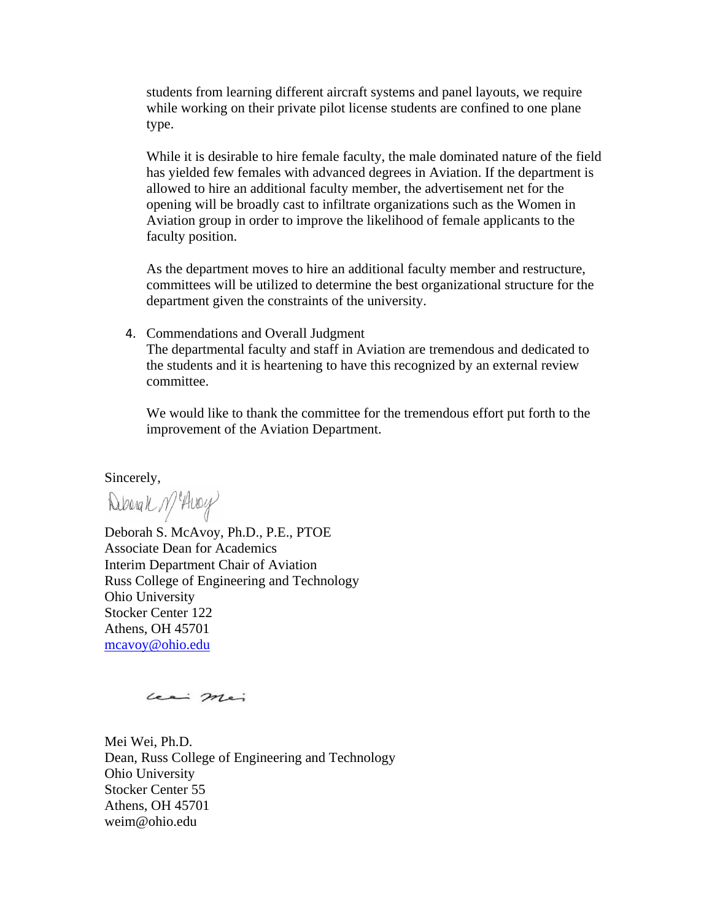students from learning different aircraft systems and panel layouts, we require while working on their private pilot license students are confined to one plane type.

While it is desirable to hire female faculty, the male dominated nature of the field has yielded few females with advanced degrees in Aviation. If the department is allowed to hire an additional faculty member, the advertisement net for the opening will be broadly cast to infiltrate organizations such as the Women in Aviation group in order to improve the likelihood of female applicants to the faculty position.

As the department moves to hire an additional faculty member and restructure, committees will be utilized to determine the best organizational structure for the department given the constraints of the university.

4. Commendations and Overall Judgment
   The departmental faculty and staff in Aviation are tremendous and dedicated to the students and it is heartening to have this recognized by an external review committee.

   We would like to thank the committee for the tremendous effort put forth to the improvement of the Aviation Department.

Sincerely,

Deborah S. McAvoy, Ph.D., P.E., PTOE
Associate Dean for Academics
Interim Department Chair of Aviation
Russ College of Engineering and Technology
Ohio University
Stocker Center 122
Athens, OH 45701
mcavoy@ohio.edu

Mei Wei, Ph.D.
Dean, Russ College of Engineering and Technology
Ohio University
Stocker Center 55
Athens, OH 45701
weim@ohio.edu